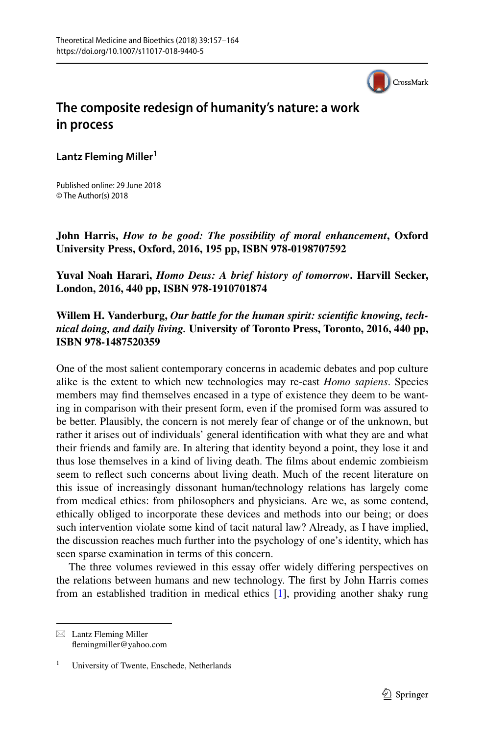# The composite redesign of humanity's nature: a work in process

**Lantz Fleming Miller**[1]

Published online: 29 June 2018
© The Author(s) 2018

**John Harris, *How to be good: The possibility of moral enhancement*, Oxford University Press, Oxford, 2016, 195 pp, ISBN 978-0198707592**

**Yuval Noah Harari, *Homo Deus: A brief history of tomorrow*. Harvill Secker, London, 2016, 440 pp, ISBN 978-1910701874**

**Willem H. Vanderburg, *Our battle for the human spirit: scientific knowing, technical doing, and daily living.* University of Toronto Press, Toronto, 2016, 440 pp, ISBN 978-1487520359**

One of the most salient contemporary concerns in academic debates and pop culture alike is the extent to which new technologies may re-cast *Homo sapiens*. Species members may find themselves encased in a type of existence they deem to be wanting in comparison with their present form, even if the promised form was assured to be better. Plausibly, the concern is not merely fear of change or of the unknown, but rather it arises out of individuals' general identification with what they are and what their friends and family are. In altering that identity beyond a point, they lose it and thus lose themselves in a kind of living death. The films about endemic zombieism seem to reflect such concerns about living death. Much of the recent literature on this issue of increasingly dissonant human/technology relations has largely come from medical ethics: from philosophers and physicians. Are we, as some contend, ethically obliged to incorporate these devices and methods into our being; or does such intervention violate some kind of tacit natural law? Already, as I have implied, the discussion reaches much further into the psychology of one's identity, which has seen sparse examination in terms of this concern.

The three volumes reviewed in this essay offer widely differing perspectives on the relations between humans and new technology. The first by John Harris comes from an established tradition in medical ethics [1], providing another shaky rung

---

✉ Lantz Fleming Miller
flemingmiller@yahoo.com

[1] University of Twente, Enschede, Netherlands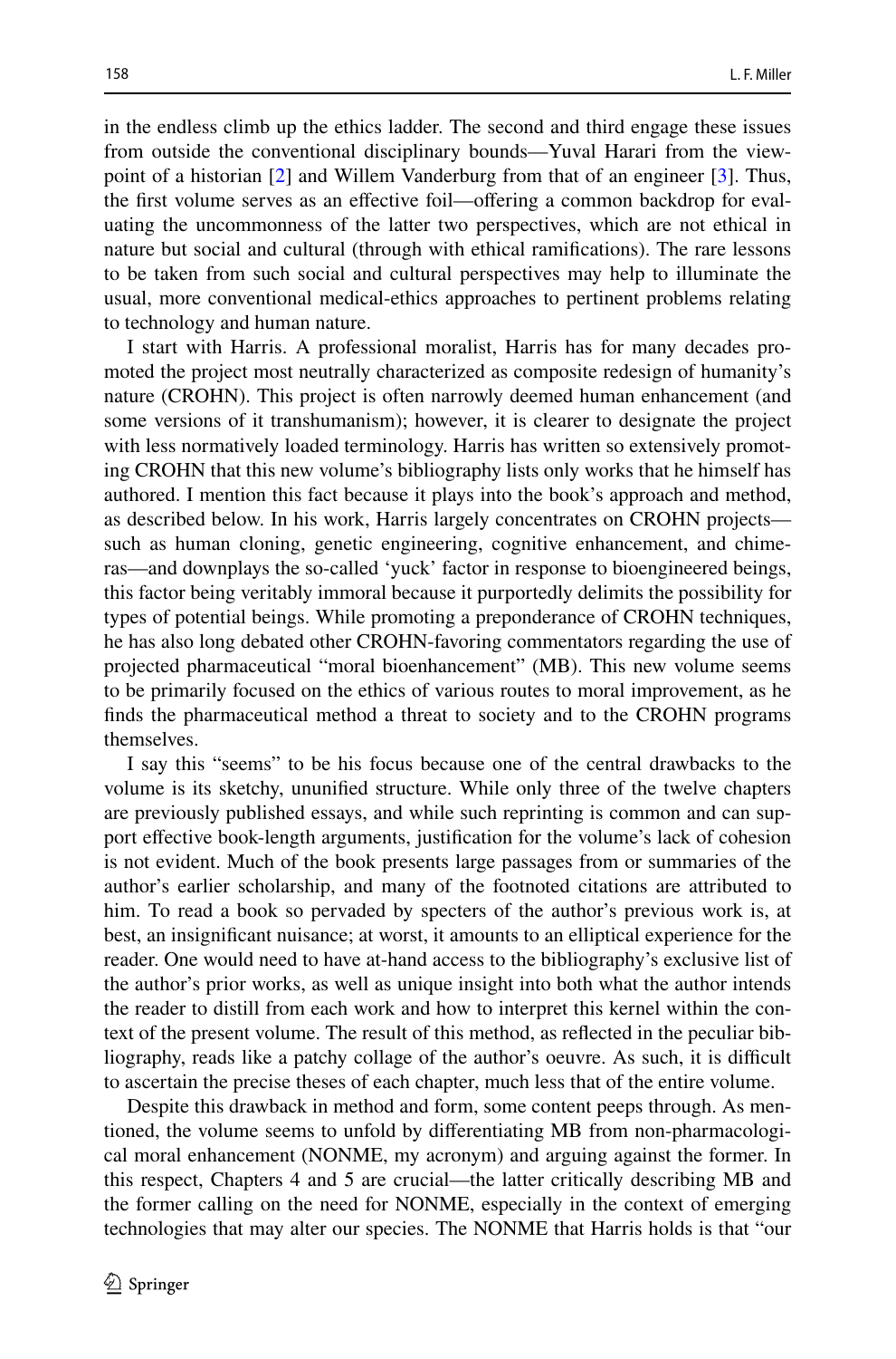in the endless climb up the ethics ladder. The second and third engage these issues from outside the conventional disciplinary bounds—Yuval Harari from the viewpoint of a historian [2] and Willem Vanderburg from that of an engineer [3]. Thus, the first volume serves as an effective foil—offering a common backdrop for evaluating the uncommonness of the latter two perspectives, which are not ethical in nature but social and cultural (through with ethical ramifications). The rare lessons to be taken from such social and cultural perspectives may help to illuminate the usual, more conventional medical-ethics approaches to pertinent problems relating to technology and human nature.

I start with Harris. A professional moralist, Harris has for many decades promoted the project most neutrally characterized as composite redesign of humanity's nature (CROHN). This project is often narrowly deemed human enhancement (and some versions of it transhumanism); however, it is clearer to designate the project with less normatively loaded terminology. Harris has written so extensively promoting CROHN that this new volume's bibliography lists only works that he himself has authored. I mention this fact because it plays into the book's approach and method, as described below. In his work, Harris largely concentrates on CROHN projects—such as human cloning, genetic engineering, cognitive enhancement, and chimeras—and downplays the so-called 'yuck' factor in response to bioengineered beings, this factor being veritably immoral because it purportedly delimits the possibility for types of potential beings. While promoting a preponderance of CROHN techniques, he has also long debated other CROHN-favoring commentators regarding the use of projected pharmaceutical "moral bioenhancement" (MB). This new volume seems to be primarily focused on the ethics of various routes to moral improvement, as he finds the pharmaceutical method a threat to society and to the CROHN programs themselves.

I say this "seems" to be his focus because one of the central drawbacks to the volume is its sketchy, ununified structure. While only three of the twelve chapters are previously published essays, and while such reprinting is common and can support effective book-length arguments, justification for the volume's lack of cohesion is not evident. Much of the book presents large passages from or summaries of the author's earlier scholarship, and many of the footnoted citations are attributed to him. To read a book so pervaded by specters of the author's previous work is, at best, an insignificant nuisance; at worst, it amounts to an elliptical experience for the reader. One would need to have at-hand access to the bibliography's exclusive list of the author's prior works, as well as unique insight into both what the author intends the reader to distill from each work and how to interpret this kernel within the context of the present volume. The result of this method, as reflected in the peculiar bibliography, reads like a patchy collage of the author's oeuvre. As such, it is difficult to ascertain the precise theses of each chapter, much less that of the entire volume.

Despite this drawback in method and form, some content peeps through. As mentioned, the volume seems to unfold by differentiating MB from non-pharmacological moral enhancement (NONME, my acronym) and arguing against the former. In this respect, Chapters 4 and 5 are crucial—the latter critically describing MB and the former calling on the need for NONME, especially in the context of emerging technologies that may alter our species. The NONME that Harris holds is that "our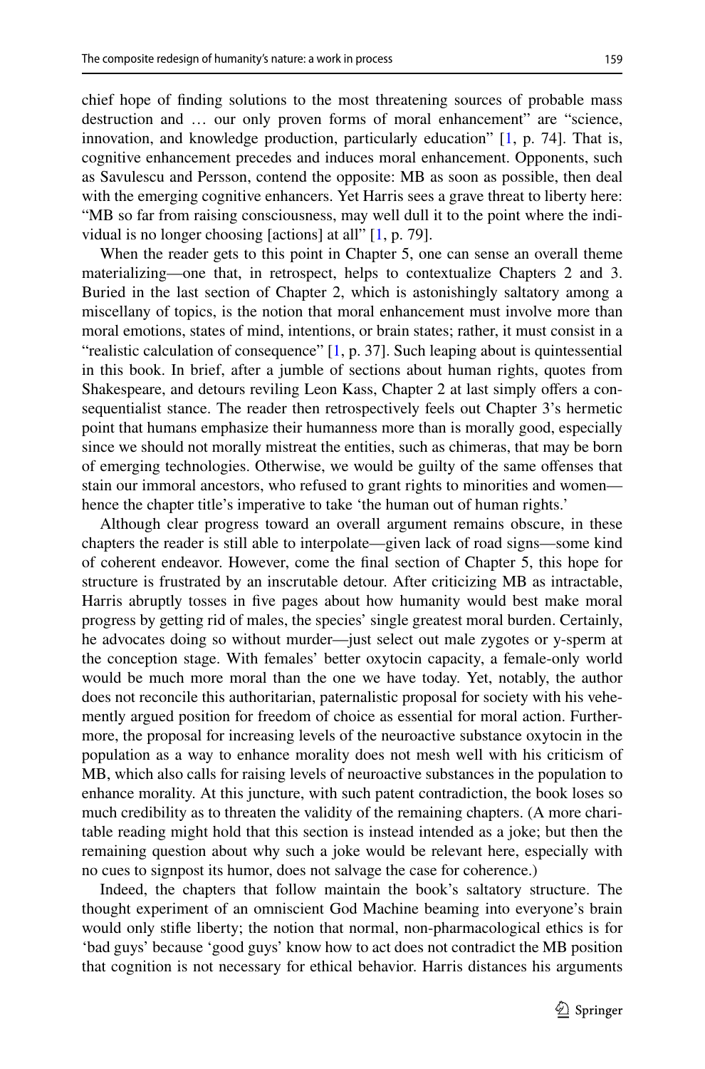chief hope of finding solutions to the most threatening sources of probable mass destruction and … our only proven forms of moral enhancement" are "science, innovation, and knowledge production, particularly education" [1, p. 74]. That is, cognitive enhancement precedes and induces moral enhancement. Opponents, such as Savulescu and Persson, contend the opposite: MB as soon as possible, then deal with the emerging cognitive enhancers. Yet Harris sees a grave threat to liberty here: "MB so far from raising consciousness, may well dull it to the point where the individual is no longer choosing [actions] at all" [1, p. 79].

When the reader gets to this point in Chapter 5, one can sense an overall theme materializing—one that, in retrospect, helps to contextualize Chapters 2 and 3. Buried in the last section of Chapter 2, which is astonishingly saltatory among a miscellany of topics, is the notion that moral enhancement must involve more than moral emotions, states of mind, intentions, or brain states; rather, it must consist in a "realistic calculation of consequence" [1, p. 37]. Such leaping about is quintessential in this book. In brief, after a jumble of sections about human rights, quotes from Shakespeare, and detours reviling Leon Kass, Chapter 2 at last simply offers a consequentialist stance. The reader then retrospectively feels out Chapter 3's hermetic point that humans emphasize their humanness more than is morally good, especially since we should not morally mistreat the entities, such as chimeras, that may be born of emerging technologies. Otherwise, we would be guilty of the same offenses that stain our immoral ancestors, who refused to grant rights to minorities and women—hence the chapter title's imperative to take 'the human out of human rights.'

Although clear progress toward an overall argument remains obscure, in these chapters the reader is still able to interpolate—given lack of road signs—some kind of coherent endeavor. However, come the final section of Chapter 5, this hope for structure is frustrated by an inscrutable detour. After criticizing MB as intractable, Harris abruptly tosses in five pages about how humanity would best make moral progress by getting rid of males, the species' single greatest moral burden. Certainly, he advocates doing so without murder—just select out male zygotes or y-sperm at the conception stage. With females' better oxytocin capacity, a female-only world would be much more moral than the one we have today. Yet, notably, the author does not reconcile this authoritarian, paternalistic proposal for society with his vehemently argued position for freedom of choice as essential for moral action. Furthermore, the proposal for increasing levels of the neuroactive substance oxytocin in the population as a way to enhance morality does not mesh well with his criticism of MB, which also calls for raising levels of neuroactive substances in the population to enhance morality. At this juncture, with such patent contradiction, the book loses so much credibility as to threaten the validity of the remaining chapters. (A more charitable reading might hold that this section is instead intended as a joke; but then the remaining question about why such a joke would be relevant here, especially with no cues to signpost its humor, does not salvage the case for coherence.)

Indeed, the chapters that follow maintain the book's saltatory structure. The thought experiment of an omniscient God Machine beaming into everyone's brain would only stifle liberty; the notion that normal, non-pharmacological ethics is for 'bad guys' because 'good guys' know how to act does not contradict the MB position that cognition is not necessary for ethical behavior. Harris distances his arguments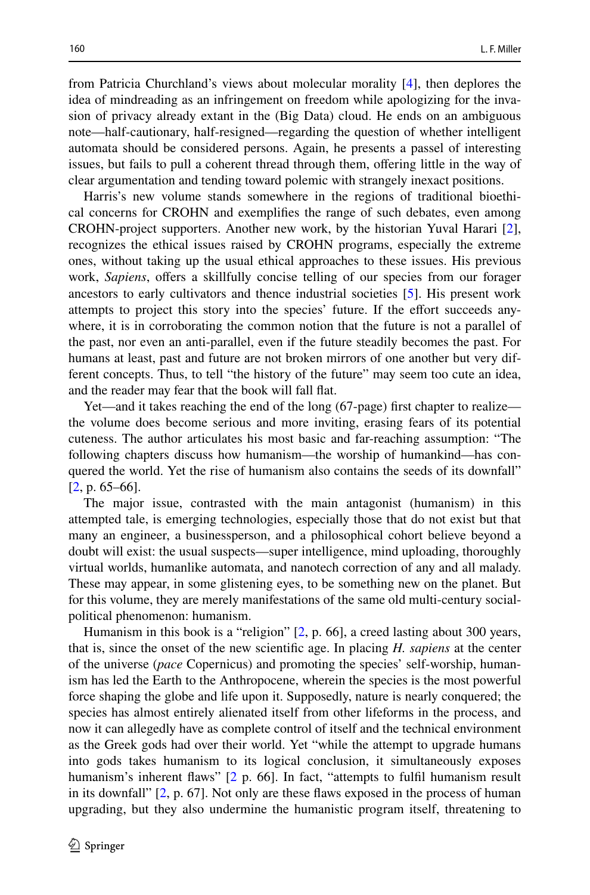from Patricia Churchland's views about molecular morality [4], then deplores the idea of mindreading as an infringement on freedom while apologizing for the invasion of privacy already extant in the (Big Data) cloud. He ends on an ambiguous note—half-cautionary, half-resigned—regarding the question of whether intelligent automata should be considered persons. Again, he presents a passel of interesting issues, but fails to pull a coherent thread through them, offering little in the way of clear argumentation and tending toward polemic with strangely inexact positions.

Harris's new volume stands somewhere in the regions of traditional bioethical concerns for CROHN and exemplifies the range of such debates, even among CROHN-project supporters. Another new work, by the historian Yuval Harari [2], recognizes the ethical issues raised by CROHN programs, especially the extreme ones, without taking up the usual ethical approaches to these issues. His previous work, *Sapiens*, offers a skillfully concise telling of our species from our forager ancestors to early cultivators and thence industrial societies [5]. His present work attempts to project this story into the species' future. If the effort succeeds anywhere, it is in corroborating the common notion that the future is not a parallel of the past, nor even an anti-parallel, even if the future steadily becomes the past. For humans at least, past and future are not broken mirrors of one another but very different concepts. Thus, to tell "the history of the future" may seem too cute an idea, and the reader may fear that the book will fall flat.

Yet—and it takes reaching the end of the long (67-page) first chapter to realize—the volume does become serious and more inviting, erasing fears of its potential cuteness. The author articulates his most basic and far-reaching assumption: "The following chapters discuss how humanism—the worship of humankind—has conquered the world. Yet the rise of humanism also contains the seeds of its downfall" [2, p. 65–66].

The major issue, contrasted with the main antagonist (humanism) in this attempted tale, is emerging technologies, especially those that do not exist but that many an engineer, a businessperson, and a philosophical cohort believe beyond a doubt will exist: the usual suspects—super intelligence, mind uploading, thoroughly virtual worlds, humanlike automata, and nanotech correction of any and all malady. These may appear, in some glistening eyes, to be something new on the planet. But for this volume, they are merely manifestations of the same old multi-century social-political phenomenon: humanism.

Humanism in this book is a "religion" [2, p. 66], a creed lasting about 300 years, that is, since the onset of the new scientific age. In placing *H. sapiens* at the center of the universe (*pace* Copernicus) and promoting the species' self-worship, humanism has led the Earth to the Anthropocene, wherein the species is the most powerful force shaping the globe and life upon it. Supposedly, nature is nearly conquered; the species has almost entirely alienated itself from other lifeforms in the process, and now it can allegedly have as complete control of itself and the technical environment as the Greek gods had over their world. Yet "while the attempt to upgrade humans into gods takes humanism to its logical conclusion, it simultaneously exposes humanism's inherent flaws" [2 p. 66]. In fact, "attempts to fulfil humanism result in its downfall" [2, p. 67]. Not only are these flaws exposed in the process of human upgrading, but they also undermine the humanistic program itself, threatening to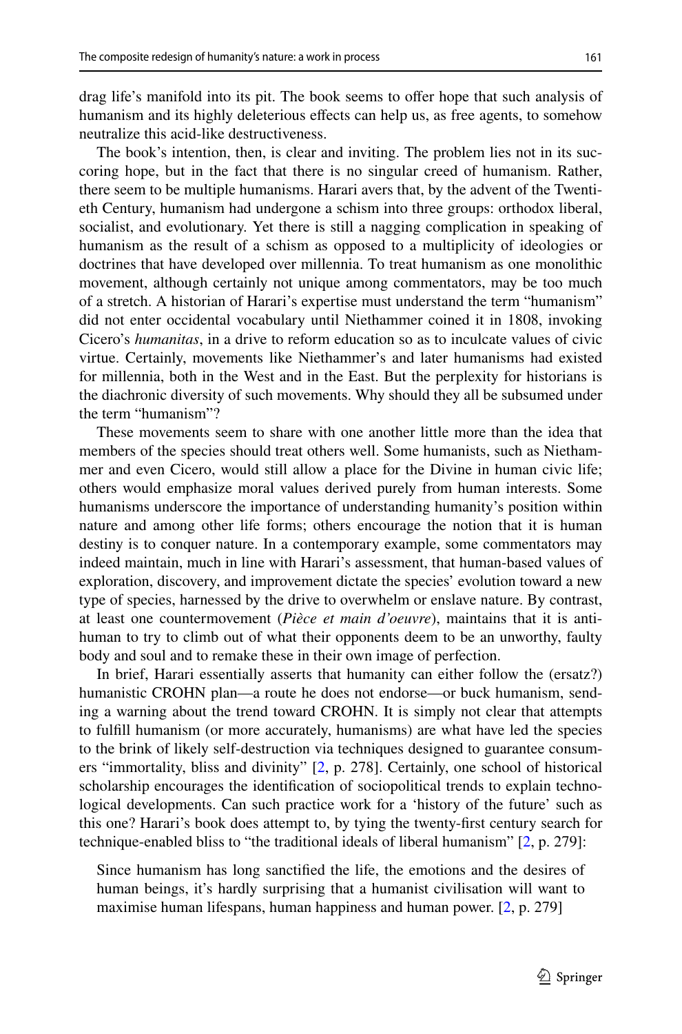drag life's manifold into its pit. The book seems to offer hope that such analysis of humanism and its highly deleterious effects can help us, as free agents, to somehow neutralize this acid-like destructiveness.

The book's intention, then, is clear and inviting. The problem lies not in its succoring hope, but in the fact that there is no singular creed of humanism. Rather, there seem to be multiple humanisms. Harari avers that, by the advent of the Twentieth Century, humanism had undergone a schism into three groups: orthodox liberal, socialist, and evolutionary. Yet there is still a nagging complication in speaking of humanism as the result of a schism as opposed to a multiplicity of ideologies or doctrines that have developed over millennia. To treat humanism as one monolithic movement, although certainly not unique among commentators, may be too much of a stretch. A historian of Harari's expertise must understand the term "humanism" did not enter occidental vocabulary until Niethammer coined it in 1808, invoking Cicero's *humanitas*, in a drive to reform education so as to inculcate values of civic virtue. Certainly, movements like Niethammer's and later humanisms had existed for millennia, both in the West and in the East. But the perplexity for historians is the diachronic diversity of such movements. Why should they all be subsumed under the term "humanism"?

These movements seem to share with one another little more than the idea that members of the species should treat others well. Some humanists, such as Niethammer and even Cicero, would still allow a place for the Divine in human civic life; others would emphasize moral values derived purely from human interests. Some humanisms underscore the importance of understanding humanity's position within nature and among other life forms; others encourage the notion that it is human destiny is to conquer nature. In a contemporary example, some commentators may indeed maintain, much in line with Harari's assessment, that human-based values of exploration, discovery, and improvement dictate the species' evolution toward a new type of species, harnessed by the drive to overwhelm or enslave nature. By contrast, at least one countermovement (*Pièce et main d'oeuvre*), maintains that it is anti-human to try to climb out of what their opponents deem to be an unworthy, faulty body and soul and to remake these in their own image of perfection.

In brief, Harari essentially asserts that humanity can either follow the (ersatz?) humanistic CROHN plan—a route he does not endorse—or buck humanism, sending a warning about the trend toward CROHN. It is simply not clear that attempts to fulfill humanism (or more accurately, humanisms) are what have led the species to the brink of likely self-destruction via techniques designed to guarantee consumers "immortality, bliss and divinity" [2, p. 278]. Certainly, one school of historical scholarship encourages the identification of sociopolitical trends to explain technological developments. Can such practice work for a 'history of the future' such as this one? Harari's book does attempt to, by tying the twenty-first century search for technique-enabled bliss to "the traditional ideals of liberal humanism" [2, p. 279]:

> Since humanism has long sanctified the life, the emotions and the desires of human beings, it's hardly surprising that a humanist civilisation will want to maximise human lifespans, human happiness and human power. [2, p. 279]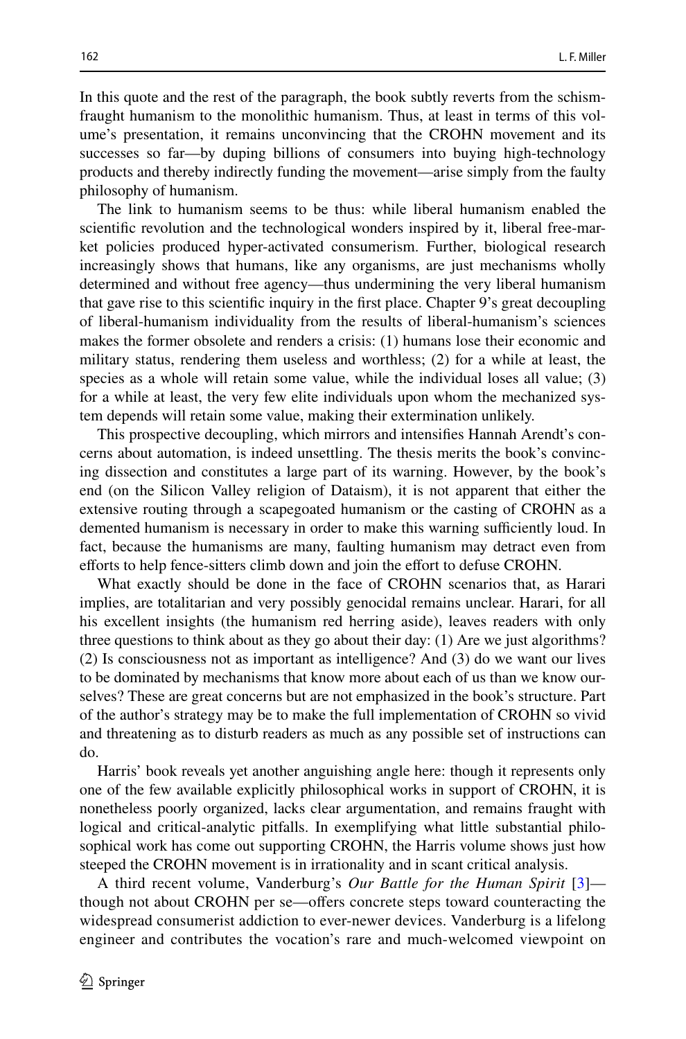In this quote and the rest of the paragraph, the book subtly reverts from the schism-fraught humanism to the monolithic humanism. Thus, at least in terms of this volume's presentation, it remains unconvincing that the CROHN movement and its successes so far—by duping billions of consumers into buying high-technology products and thereby indirectly funding the movement—arise simply from the faulty philosophy of humanism.

The link to humanism seems to be thus: while liberal humanism enabled the scientific revolution and the technological wonders inspired by it, liberal free-market policies produced hyper-activated consumerism. Further, biological research increasingly shows that humans, like any organisms, are just mechanisms wholly determined and without free agency—thus undermining the very liberal humanism that gave rise to this scientific inquiry in the first place. Chapter 9's great decoupling of liberal-humanism individuality from the results of liberal-humanism's sciences makes the former obsolete and renders a crisis: (1) humans lose their economic and military status, rendering them useless and worthless; (2) for a while at least, the species as a whole will retain some value, while the individual loses all value; (3) for a while at least, the very few elite individuals upon whom the mechanized system depends will retain some value, making their extermination unlikely.

This prospective decoupling, which mirrors and intensifies Hannah Arendt's concerns about automation, is indeed unsettling. The thesis merits the book's convincing dissection and constitutes a large part of its warning. However, by the book's end (on the Silicon Valley religion of Dataism), it is not apparent that either the extensive routing through a scapegoated humanism or the casting of CROHN as a demented humanism is necessary in order to make this warning sufficiently loud. In fact, because the humanisms are many, faulting humanism may detract even from efforts to help fence-sitters climb down and join the effort to defuse CROHN.

What exactly should be done in the face of CROHN scenarios that, as Harari implies, are totalitarian and very possibly genocidal remains unclear. Harari, for all his excellent insights (the humanism red herring aside), leaves readers with only three questions to think about as they go about their day: (1) Are we just algorithms? (2) Is consciousness not as important as intelligence? And (3) do we want our lives to be dominated by mechanisms that know more about each of us than we know ourselves? These are great concerns but are not emphasized in the book's structure. Part of the author's strategy may be to make the full implementation of CROHN so vivid and threatening as to disturb readers as much as any possible set of instructions can do.

Harris' book reveals yet another anguishing angle here: though it represents only one of the few available explicitly philosophical works in support of CROHN, it is nonetheless poorly organized, lacks clear argumentation, and remains fraught with logical and critical-analytic pitfalls. In exemplifying what little substantial philosophical work has come out supporting CROHN, the Harris volume shows just how steeped the CROHN movement is in irrationality and in scant critical analysis.

A third recent volume, Vanderburg's *Our Battle for the Human Spirit* [3]—though not about CROHN per se—offers concrete steps toward counteracting the widespread consumerist addiction to ever-newer devices. Vanderburg is a lifelong engineer and contributes the vocation's rare and much-welcomed viewpoint on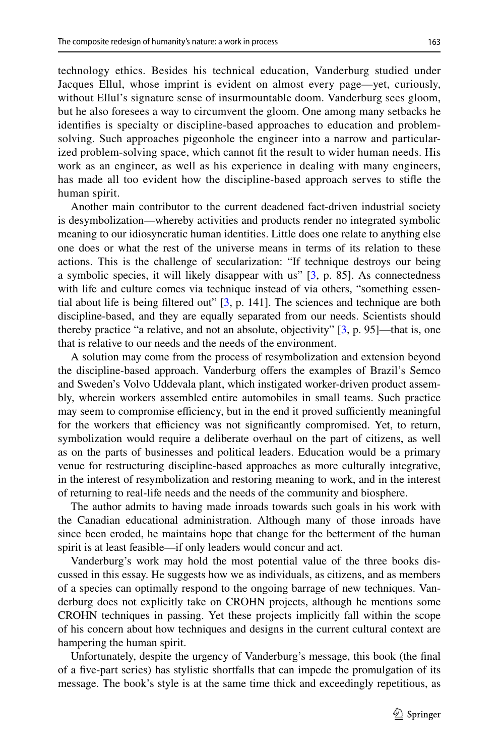technology ethics. Besides his technical education, Vanderburg studied under Jacques Ellul, whose imprint is evident on almost every page—yet, curiously, without Ellul's signature sense of insurmountable doom. Vanderburg sees gloom, but he also foresees a way to circumvent the gloom. One among many setbacks he identifies is specialty or discipline-based approaches to education and problem-solving. Such approaches pigeonhole the engineer into a narrow and particularized problem-solving space, which cannot fit the result to wider human needs. His work as an engineer, as well as his experience in dealing with many engineers, has made all too evident how the discipline-based approach serves to stifle the human spirit.

Another main contributor to the current deadened fact-driven industrial society is desymbolization—whereby activities and products render no integrated symbolic meaning to our idiosyncratic human identities. Little does one relate to anything else one does or what the rest of the universe means in terms of its relation to these actions. This is the challenge of secularization: "If technique destroys our being a symbolic species, it will likely disappear with us" [3, p. 85]. As connectedness with life and culture comes via technique instead of via others, "something essential about life is being filtered out" [3, p. 141]. The sciences and technique are both discipline-based, and they are equally separated from our needs. Scientists should thereby practice "a relative, and not an absolute, objectivity" [3, p. 95]—that is, one that is relative to our needs and the needs of the environment.

A solution may come from the process of resymbolization and extension beyond the discipline-based approach. Vanderburg offers the examples of Brazil's Semco and Sweden's Volvo Uddevala plant, which instigated worker-driven product assembly, wherein workers assembled entire automobiles in small teams. Such practice may seem to compromise efficiency, but in the end it proved sufficiently meaningful for the workers that efficiency was not significantly compromised. Yet, to return, symbolization would require a deliberate overhaul on the part of citizens, as well as on the parts of businesses and political leaders. Education would be a primary venue for restructuring discipline-based approaches as more culturally integrative, in the interest of resymbolization and restoring meaning to work, and in the interest of returning to real-life needs and the needs of the community and biosphere.

The author admits to having made inroads towards such goals in his work with the Canadian educational administration. Although many of those inroads have since been eroded, he maintains hope that change for the betterment of the human spirit is at least feasible—if only leaders would concur and act.

Vanderburg's work may hold the most potential value of the three books discussed in this essay. He suggests how we as individuals, as citizens, and as members of a species can optimally respond to the ongoing barrage of new techniques. Vanderburg does not explicitly take on CROHN projects, although he mentions some CROHN techniques in passing. Yet these projects implicitly fall within the scope of his concern about how techniques and designs in the current cultural context are hampering the human spirit.

Unfortunately, despite the urgency of Vanderburg's message, this book (the final of a five-part series) has stylistic shortfalls that can impede the promulgation of its message. The book's style is at the same time thick and exceedingly repetitious, as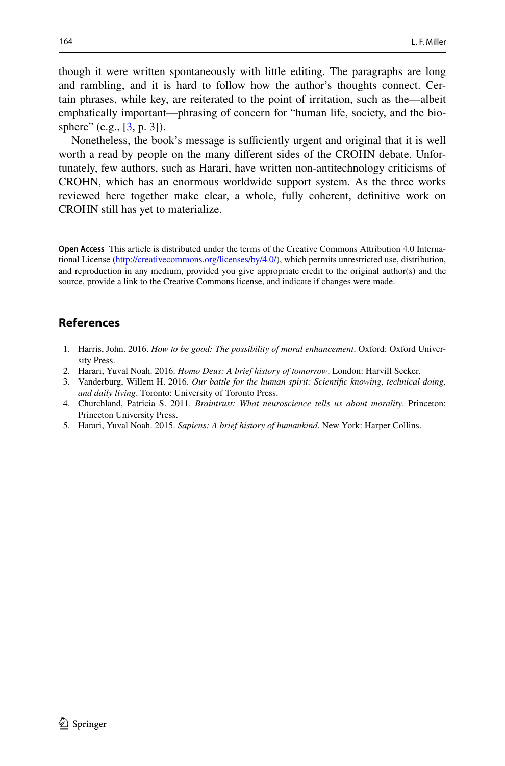though it were written spontaneously with little editing. The paragraphs are long and rambling, and it is hard to follow how the author's thoughts connect. Certain phrases, while key, are reiterated to the point of irritation, such as the—albeit emphatically important—phrasing of concern for "human life, society, and the biosphere" (e.g., [3, p. 3]).

Nonetheless, the book's message is sufficiently urgent and original that it is well worth a read by people on the many different sides of the CROHN debate. Unfortunately, few authors, such as Harari, have written non-antitechnology criticisms of CROHN, which has an enormous worldwide support system. As the three works reviewed here together make clear, a whole, fully coherent, definitive work on CROHN still has yet to materialize.

**Open Access** This article is distributed under the terms of the Creative Commons Attribution 4.0 International License (http://creativecommons.org/licenses/by/4.0/), which permits unrestricted use, distribution, and reproduction in any medium, provided you give appropriate credit to the original author(s) and the source, provide a link to the Creative Commons license, and indicate if changes were made.

## References

1. Harris, John. 2016. *How to be good: The possibility of moral enhancement*. Oxford: Oxford University Press.
2. Harari, Yuval Noah. 2016. *Homo Deus: A brief history of tomorrow*. London: Harvill Secker.
3. Vanderburg, Willem H. 2016. *Our battle for the human spirit: Scientific knowing, technical doing, and daily living*. Toronto: University of Toronto Press.
4. Churchland, Patricia S. 2011. *Braintrust: What neuroscience tells us about morality*. Princeton: Princeton University Press.
5. Harari, Yuval Noah. 2015. *Sapiens: A brief history of humankind*. New York: Harper Collins.